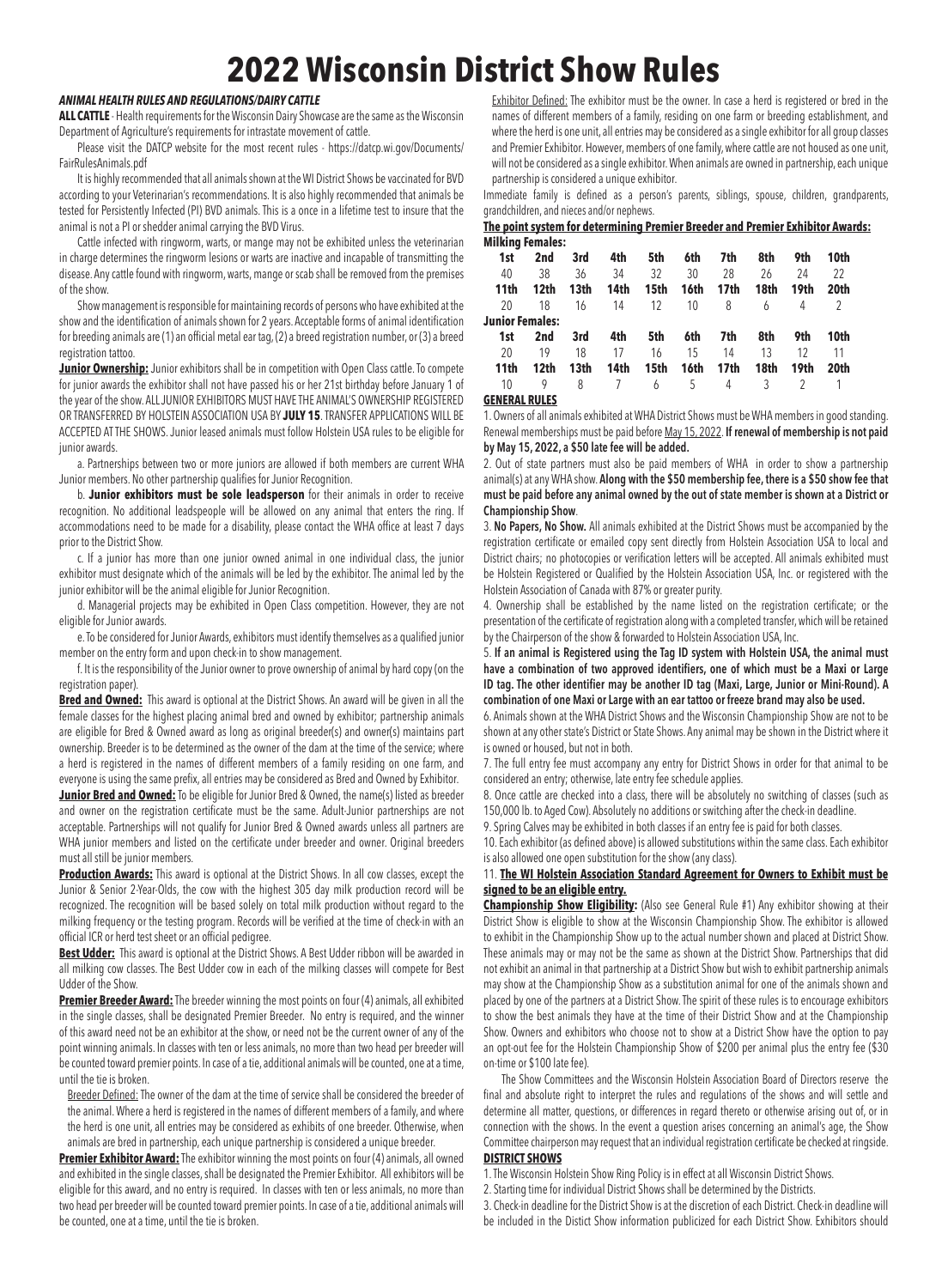# 2022 Wisconsin District Show Rules

***ANIMAL HEALTH RULES AND REGULATIONS/DAIRY CATTLE***

**ALL CATTLE** - Health requirements for the Wisconsin Dairy Showcase are the same as the Wisconsin Department of Agriculture's requirements for intrastate movement of cattle.

Please visit the DATCP website for the most recent rules - https://datcp.wi.gov/Documents/FairRulesAnimals.pdf

It is highly recommended that all animals shown at the WI District Shows be vaccinated for BVD according to your Veterinarian's recommendations. It is also highly recommended that animals be tested for Persistently Infected (PI) BVD animals. This is a once in a lifetime test to insure that the animal is not a PI or shedder animal carrying the BVD Virus.

Cattle infected with ringworm, warts, or mange may not be exhibited unless the veterinarian in charge determines the ringworm lesions or warts are inactive and incapable of transmitting the disease. Any cattle found with ringworm, warts, mange or scab shall be removed from the premises of the show.

Show management is responsible for maintaining records of persons who have exhibited at the show and the identification of animals shown for 2 years. Acceptable forms of animal identification for breeding animals are (1) an official metal ear tag, (2) a breed registration number, or (3) a breed registration tattoo.

**Junior Ownership:** Junior exhibitors shall be in competition with Open Class cattle. To compete for junior awards the exhibitor shall not have passed his or her 21st birthday before January 1 of the year of the show. ALL JUNIOR EXHIBITORS MUST HAVE THE ANIMAL'S OWNERSHIP REGISTERED OR TRANSFERRED BY HOLSTEIN ASSOCIATION USA BY **JULY 15**. TRANSFER APPLICATIONS WILL BE ACCEPTED AT THE SHOWS. Junior leased animals must follow Holstein USA rules to be eligible for junior awards.

a. Partnerships between two or more juniors are allowed if both members are current WHA Junior members. No other partnership qualifies for Junior Recognition.

b. **Junior exhibitors must be sole leadsperson** for their animals in order to receive recognition. No additional leadspeople will be allowed on any animal that enters the ring. If accommodations need to be made for a disability, please contact the WHA office at least 7 days prior to the District Show.

c. If a junior has more than one junior owned animal in one individual class, the junior exhibitor must designate which of the animals will be led by the exhibitor. The animal led by the junior exhibitor will be the animal eligible for Junior Recognition.

d. Managerial projects may be exhibited in Open Class competition. However, they are not eligible for Junior awards.

e. To be considered for Junior Awards, exhibitors must identify themselves as a qualified junior member on the entry form and upon check-in to show management.

f. It is the responsibility of the Junior owner to prove ownership of animal by hard copy (on the registration paper).

**Bred and Owned:** This award is optional at the District Shows. An award will be given in all the female classes for the highest placing animal bred and owned by exhibitor; partnership animals are eligible for Bred & Owned award as long as original breeder(s) and owner(s) maintains part ownership. Breeder is to be determined as the owner of the dam at the time of the service; where a herd is registered in the names of different members of a family residing on one farm, and everyone is using the same prefix, all entries may be considered as Bred and Owned by Exhibitor.

**Junior Bred and Owned:** To be eligible for Junior Bred & Owned, the name(s) listed as breeder and owner on the registration certificate must be the same. Adult-Junior partnerships are not acceptable. Partnerships will not qualify for Junior Bred & Owned awards unless all partners are WHA junior members and listed on the certificate under breeder and owner. Original breeders must all still be junior members.

**Production Awards:** This award is optional at the District Shows. In all cow classes, except the Junior & Senior 2-Year-Olds, the cow with the highest 305 day milk production record will be recognized. The recognition will be based solely on total milk production without regard to the milking frequency or the testing program. Records will be verified at the time of check-in with an official ICR or herd test sheet or an official pedigree.

**Best Udder:** This award is optional at the District Shows. A Best Udder ribbon will be awarded in all milking cow classes. The Best Udder cow in each of the milking classes will compete for Best Udder of the Show.

**Premier Breeder Award:** The breeder winning the most points on four (4) animals, all exhibited in the single classes, shall be designated Premier Breeder. No entry is required, and the winner of this award need not be an exhibitor at the show, or need not be the current owner of any of the point winning animals. In classes with ten or less animals, no more than two head per breeder will be counted toward premier points. In case of a tie, additional animals will be counted, one at a time, until the tie is broken.

Breeder Defined: The owner of the dam at the time of service shall be considered the breeder of the animal. Where a herd is registered in the names of different members of a family, and where the herd is one unit, all entries may be considered as exhibits of one breeder. Otherwise, when animals are bred in partnership, each unique partnership is considered a unique breeder.

**Premier Exhibitor Award:** The exhibitor winning the most points on four (4) animals, all owned and exhibited in the single classes, shall be designated the Premier Exhibitor. All exhibitors will be eligible for this award, and no entry is required. In classes with ten or less animals, no more than two head per breeder will be counted toward premier points. In case of a tie, additional animals will be counted, one at a time, until the tie is broken.

Exhibitor Defined: The exhibitor must be the owner. In case a herd is registered or bred in the names of different members of a family, residing on one farm or breeding establishment, and where the herd is one unit, all entries may be considered as a single exhibitor for all group classes and Premier Exhibitor. However, members of one family, where cattle are not housed as one unit, will not be considered as a single exhibitor. When animals are owned in partnership, each unique partnership is considered a unique exhibitor.

Immediate family is defined as a person's parents, siblings, spouse, children, grandparents, grandchildren, and nieces and/or nephews.

**The point system for determining Premier Breeder and Premier Exhibitor Awards:**

**Milking Females:**

| 1st | 2nd | 3rd | 4th | 5th | 6th | 7th | 8th | 9th | 10th |
|---|---|---|---|---|---|---|---|---|---|
| 40 | 38 | 36 | 34 | 32 | 30 | 28 | 26 | 24 | 22 |
| **11th** | **12th** | **13th** | **14th** | **15th** | **16th** | **17th** | **18th** | **19th** | **20th** |
| 20 | 18 | 16 | 14 | 12 | 10 | 8 | 6 | 4 | 2 |

**Junior Females:**

| 1st | 2nd | 3rd | 4th | 5th | 6th | 7th | 8th | 9th | 10th |
|---|---|---|---|---|---|---|---|---|---|
| 20 | 19 | 18 | 17 | 16 | 15 | 14 | 13 | 12 | 11 |
| **11th** | **12th** | **13th** | **14th** | **15th** | **16th** | **17th** | **18th** | **19th** | **20th** |
| 10 | 9 | 8 | 7 | 6 | 5 | 4 | 3 | 2 | 1 |

**GENERAL RULES**

1. Owners of all animals exhibited at WHA District Shows must be WHA members in good standing. Renewal memberships must be paid before May 15, 2022. **If renewal of membership is not paid by May 15, 2022, a $50 late fee will be added.**

2. Out of state partners must also be paid members of WHA in order to show a partnership animal(s) at any WHA show. **Along with the $50 membership fee, there is a $50 show fee that must be paid before any animal owned by the out of state member is shown at a District or Championship Show**.

3. **No Papers, No Show.** All animals exhibited at the District Shows must be accompanied by the registration certificate or emailed copy sent directly from Holstein Association USA to local and District chairs; no photocopies or verification letters will be accepted. All animals exhibited must be Holstein Registered or Qualified by the Holstein Association USA, Inc. or registered with the Holstein Association of Canada with 87% or greater purity.

4. Ownership shall be established by the name listed on the registration certificate; or the presentation of the certificate of registration along with a completed transfer, which will be retained by the Chairperson of the show & forwarded to Holstein Association USA, Inc.

5. **If an animal is Registered using the Tag ID system with Holstein USA, the animal must have a combination of two approved identifiers, one of which must be a Maxi or Large ID tag. The other identifier may be another ID tag (Maxi, Large, Junior or Mini-Round). A combination of one Maxi or Large with an ear tattoo or freeze brand may also be used.**

6. Animals shown at the WHA District Shows and the Wisconsin Championship Show are not to be shown at any other state's District or State Shows. Any animal may be shown in the District where it is owned or housed, but not in both.

7. The full entry fee must accompany any entry for District Shows in order for that animal to be considered an entry; otherwise, late entry fee schedule applies.

8. Once cattle are checked into a class, there will be absolutely no switching of classes (such as 150,000 lb. to Aged Cow). Absolutely no additions or switching after the check-in deadline.

9. Spring Calves may be exhibited in both classes if an entry fee is paid for both classes.

10. Each exhibitor (as defined above) is allowed substitutions within the same class. Each exhibitor is also allowed one open substitution for the show (any class).

11. **The WI Holstein Association Standard Agreement for Owners to Exhibit must be signed to be an eligible entry.**

**Championship Show Eligibility:** (Also see General Rule #1) Any exhibitor showing at their District Show is eligible to show at the Wisconsin Championship Show. The exhibitor is allowed to exhibit in the Championship Show up to the actual number shown and placed at District Show. These animals may or may not be the same as shown at the District Show. Partnerships that did not exhibit an animal in that partnership at a District Show but wish to exhibit partnership animals may show at the Championship Show as a substitution animal for one of the animals shown and placed by one of the partners at a District Show. The spirit of these rules is to encourage exhibitors to show the best animals they have at the time of their District Show and at the Championship Show. Owners and exhibitors who choose not to show at a District Show have the option to pay an opt-out fee for the Holstein Championship Show of $200 per animal plus the entry fee ($30 on-time or $100 late fee).

The Show Committees and the Wisconsin Holstein Association Board of Directors reserve the final and absolute right to interpret the rules and regulations of the shows and will settle and determine all matter, questions, or differences in regard thereto or otherwise arising out of, or in connection with the shows. In the event a question arises concerning an animal's age, the Show Committee chairperson may request that an individual registration certificate be checked at ringside.

**DISTRICT SHOWS**

1. The Wisconsin Holstein Show Ring Policy is in effect at all Wisconsin District Shows.

2. Starting time for individual District Shows shall be determined by the Districts.

3. Check-in deadline for the District Show is at the discretion of each District. Check-in deadline will be included in the Distict Show information publicized for each District Show. Exhibitors should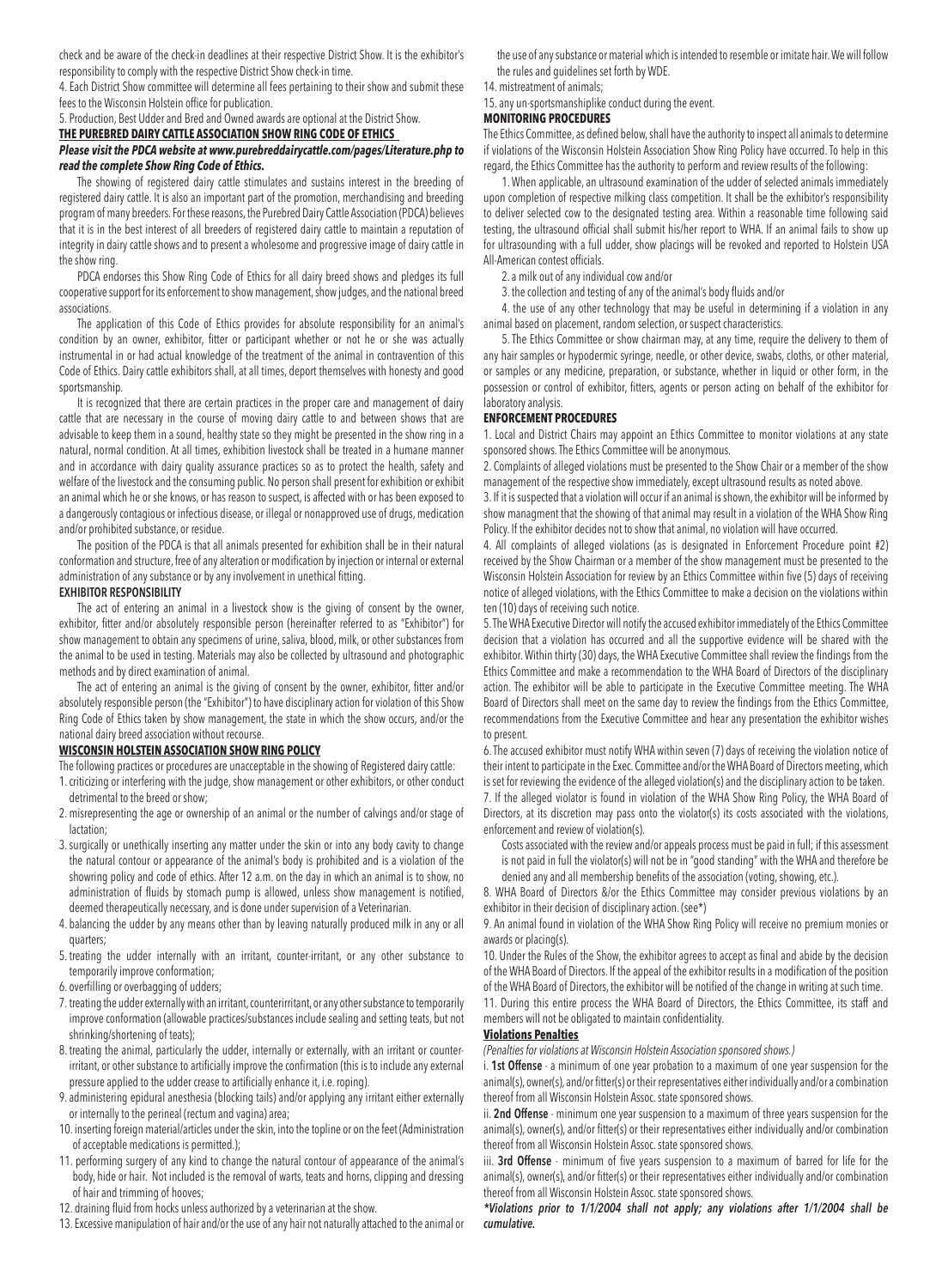check and be aware of the check-in deadlines at their respective District Show. It is the exhibitor's responsibility to comply with the respective District Show check-in time.

4. Each District Show committee will determine all fees pertaining to their show and submit these fees to the Wisconsin Holstein office for publication.

5. Production, Best Udder and Bred and Owned awards are optional at the District Show.

## THE PUREBRED DAIRY CATTLE ASSOCIATION SHOW RING CODE OF ETHICS

***Please visit the PDCA website at www.purebreddairycattle.com/pages/Literature.php to read the complete Show Ring Code of Ethics.***

The showing of registered dairy cattle stimulates and sustains interest in the breeding of registered dairy cattle. It is also an important part of the promotion, merchandising and breeding program of many breeders. For these reasons, the Purebred Dairy Cattle Association (PDCA) believes that it is in the best interest of all breeders of registered dairy cattle to maintain a reputation of integrity in dairy cattle shows and to present a wholesome and progressive image of dairy cattle in the show ring.

PDCA endorses this Show Ring Code of Ethics for all dairy breed shows and pledges its full cooperative support for its enforcement to show management, show judges, and the national breed associations.

The application of this Code of Ethics provides for absolute responsibility for an animal's condition by an owner, exhibitor, fitter or participant whether or not he or she was actually instrumental in or had actual knowledge of the treatment of the animal in contravention of this Code of Ethics. Dairy cattle exhibitors shall, at all times, deport themselves with honesty and good sportsmanship.

It is recognized that there are certain practices in the proper care and management of dairy cattle that are necessary in the course of moving dairy cattle to and between shows that are advisable to keep them in a sound, healthy state so they might be presented in the show ring in a natural, normal condition. At all times, exhibition livestock shall be treated in a humane manner and in accordance with dairy quality assurance practices so as to protect the health, safety and welfare of the livestock and the consuming public. No person shall present for exhibition or exhibit an animal which he or she knows, or has reason to suspect, is affected with or has been exposed to a dangerously contagious or infectious disease, or illegal or nonapproved use of drugs, medication and/or prohibited substance, or residue.

The position of the PDCA is that all animals presented for exhibition shall be in their natural conformation and structure, free of any alteration or modification by injection or internal or external administration of any substance or by any involvement in unethical fitting.

### EXHIBITOR RESPONSIBILITY

The act of entering an animal in a livestock show is the giving of consent by the owner, exhibitor, fitter and/or absolutely responsible person (hereinafter referred to as "Exhibitor") for show management to obtain any specimens of urine, saliva, blood, milk, or other substances from the animal to be used in testing. Materials may also be collected by ultrasound and photographic methods and by direct examination of animal.

The act of entering an animal is the giving of consent by the owner, exhibitor, fitter and/or absolutely responsible person (the "Exhibitor") to have disciplinary action for violation of this Show Ring Code of Ethics taken by show management, the state in which the show occurs, and/or the national dairy breed association without recourse.

## WISCONSIN HOLSTEIN ASSOCIATION SHOW RING POLICY

The following practices or procedures are unacceptable in the showing of Registered dairy cattle:

1. criticizing or interfering with the judge, show management or other exhibitors, or other conduct detrimental to the breed or show;
2. misrepresenting the age or ownership of an animal or the number of calvings and/or stage of lactation;
3. surgically or unethically inserting any matter under the skin or into any body cavity to change the natural contour or appearance of the animal's body is prohibited and is a violation of the showring policy and code of ethics. After 12 a.m. on the day in which an animal is to show, no administration of fluids by stomach pump is allowed, unless show management is notified, deemed therapeutically necessary, and is done under supervision of a Veterinarian.
4. balancing the udder by any means other than by leaving naturally produced milk in any or all quarters;
5. treating the udder internally with an irritant, counter-irritant, or any other substance to temporarily improve conformation;
6. overfilling or overbagging of udders;
7. treating the udder externally with an irritant, counterirritant, or any other substance to temporarily improve conformation (allowable practices/substances include sealing and setting teats, but not shrinking/shortening of teats);
8. treating the animal, particularly the udder, internally or externally, with an irritant or counter-irritant, or other substance to artificially improve the confirmation (this is to include any external pressure applied to the udder crease to artificially enhance it, i.e. roping).
9. administering epidural anesthesia (blocking tails) and/or applying any irritant either externally or internally to the perineal (rectum and vagina) area;
10. inserting foreign material/articles under the skin, into the topline or on the feet (Administration of acceptable medications is permitted.);
11. performing surgery of any kind to change the natural contour of appearance of the animal's body, hide or hair. Not included is the removal of warts, teats and horns, clipping and dressing of hair and trimming of hooves;
12. draining fluid from hocks unless authorized by a veterinarian at the show.
13. Excessive manipulation of hair and/or the use of any hair not naturally attached to the animal or the use of any substance or material which is intended to resemble or imitate hair. We will follow the rules and guidelines set forth by WDE.
14. mistreatment of animals;
15. any un-sportsmanshiplike conduct during the event.

### MONITORING PROCEDURES

The Ethics Committee, as defined below, shall have the authority to inspect all animals to determine if violations of the Wisconsin Holstein Association Show Ring Policy have occurred. To help in this regard, the Ethics Committee has the authority to perform and review results of the following:

1. When applicable, an ultrasound examination of the udder of selected animals immediately upon completion of respective milking class competition. It shall be the exhibitor's responsibility to deliver selected cow to the designated testing area. Within a reasonable time following said testing, the ultrasound official shall submit his/her report to WHA. If an animal fails to show up for ultrasounding with a full udder, show placings will be revoked and reported to Holstein USA All-American contest officials.
2. a milk out of any individual cow and/or
3. the collection and testing of any of the animal's body fluids and/or
4. the use of any other technology that may be useful in determining if a violation in any animal based on placement, random selection, or suspect characteristics.
5. The Ethics Committee or show chairman may, at any time, require the delivery to them of any hair samples or hypodermic syringe, needle, or other device, swabs, cloths, or other material, or samples or any medicine, preparation, or substance, whether in liquid or other form, in the possession or control of exhibitor, fitters, agents or person acting on behalf of the exhibitor for laboratory analysis.

### ENFORCEMENT PROCEDURES

1. Local and District Chairs may appoint an Ethics Committee to monitor violations at any state sponsored shows. The Ethics Committee will be anonymous.
2. Complaints of alleged violations must be presented to the Show Chair or a member of the show management of the respective show immediately, except ultrasound results as noted above.
3. If it is suspected that a violation will occur if an animal is shown, the exhibitor will be informed by show managment that the showing of that animal may result in a violation of the WHA Show Ring Policy. If the exhibitor decides not to show that animal, no violation will have occurred.
4. All complaints of alleged violations (as is designated in Enforcement Procedure point #2) received by the Show Chairman or a member of the show management must be presented to the Wisconsin Holstein Association for review by an Ethics Committee within five (5) days of receiving notice of alleged violations, with the Ethics Committee to make a decision on the violations within ten (10) days of receiving such notice.
5. The WHA Executive Director will notify the accused exhibitor immediately of the Ethics Committee decision that a violation has occurred and all the supportive evidence will be shared with the exhibitor. Within thirty (30) days, the WHA Executive Committee shall review the findings from the Ethics Committee and make a recommendation to the WHA Board of Directors of the disciplinary action. The exhibitor will be able to participate in the Executive Committee meeting. The WHA Board of Directors shall meet on the same day to review the findings from the Ethics Committee, recommendations from the Executive Committee and hear any presentation the exhibitor wishes to present.
6. The accused exhibitor must notify WHA within seven (7) days of receiving the violation notice of their intent to participate in the Exec. Committee and/or the WHA Board of Directors meeting, which is set for reviewing the evidence of the alleged violation(s) and the disciplinary action to be taken.
7. If the alleged violator is found in violation of the WHA Show Ring Policy, the WHA Board of Directors, at its discretion may pass onto the violator(s) its costs associated with the violations, enforcement and review of violation(s).

   Costs associated with the review and/or appeals process must be paid in full; if this assessment is not paid in full the violator(s) will not be in "good standing" with the WHA and therefore be denied any and all membership benefits of the association (voting, showing, etc.).
8. WHA Board of Directors &/or the Ethics Committee may consider previous violations by an exhibitor in their decision of disciplinary action. (see*)
9. An animal found in violation of the WHA Show Ring Policy will receive no premium monies or awards or placing(s).
10. Under the Rules of the Show, the exhibitor agrees to accept as final and abide by the decision of the WHA Board of Directors. If the appeal of the exhibitor results in a modification of the position of the WHA Board of Directors, the exhibitor will be notified of the change in writing at such time.
11. During this entire process the WHA Board of Directors, the Ethics Committee, its staff and members will not be obligated to maintain confidentiality.

### Violations Penalties

*(Penalties for violations at Wisconsin Holstein Association sponsored shows.)*

i. **1st Offense** - a minimum of one year probation to a maximum of one year suspension for the animal(s), owner(s), and/or fitter(s) or their representatives either individually and/or a combination thereof from all Wisconsin Holstein Assoc. state sponsored shows.

ii. **2nd Offense** - minimum one year suspension to a maximum of three years suspension for the animal(s), owner(s), and/or fitter(s) or their representatives either individually and/or combination thereof from all Wisconsin Holstein Assoc. state sponsored shows.

iii. **3rd Offense** - minimum of five years suspension to a maximum of barred for life for the animal(s), owner(s), and/or fitter(s) or their representatives either individually and/or combination thereof from all Wisconsin Holstein Assoc. state sponsored shows.

***\*Violations prior to 1/1/2004 shall not apply; any violations after 1/1/2004 shall be cumulative.***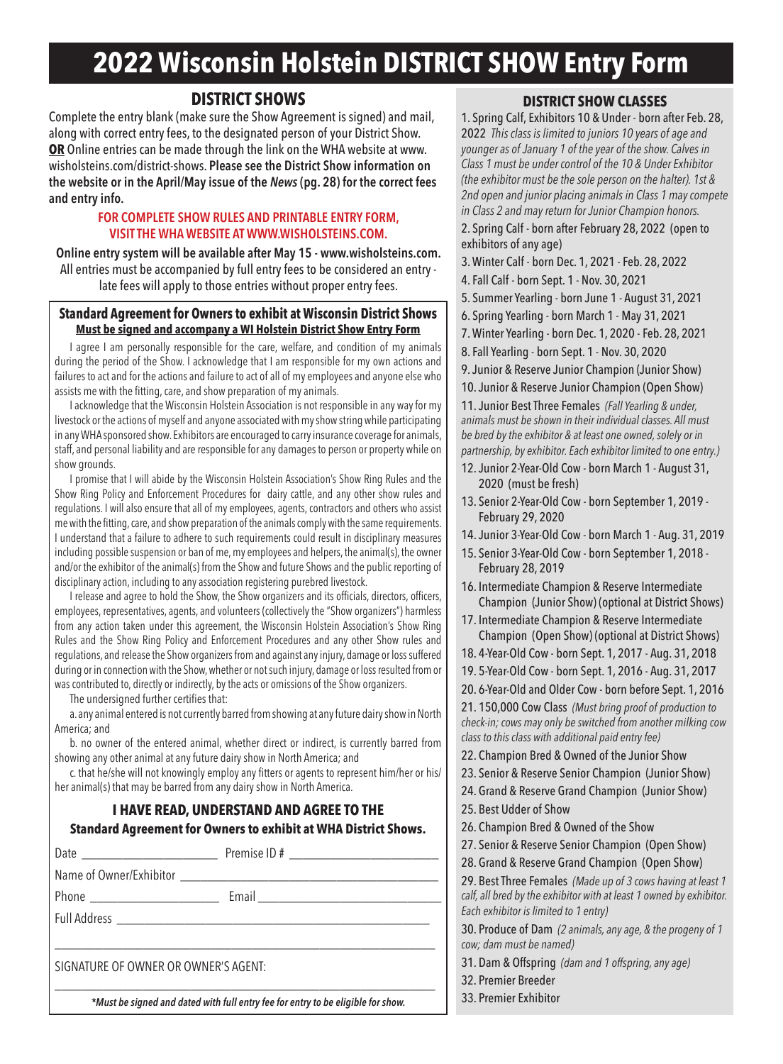# 2022 Wisconsin Holstein DISTRICT SHOW Entry Form

## DISTRICT SHOWS

Complete the entry blank (make sure the Show Agreement is signed) and mail, along with correct entry fees, to the designated person of your District Show. **OR** Online entries can be made through the link on the WHA website at www.wisholsteins.com/district-shows. **Please see the District Show information on the website or in the April/May issue of the *News* (pg. 28) for the correct fees and entry info.**

**FOR COMPLETE SHOW RULES AND PRINTABLE ENTRY FORM, VISIT THE WHA WEBSITE AT WWW.WISHOLSTEINS.COM.**

**Online entry system will be available after May 15 - www.wisholsteins.com.** All entries must be accompanied by full entry fees to be considered an entry - late fees will apply to those entries without proper entry fees.

### Standard Agreement for Owners to exhibit at Wisconsin District Shows

**Must be signed and accompany a WI Holstein District Show Entry Form**

I agree I am personally responsible for the care, welfare, and condition of my animals during the period of the Show. I acknowledge that I am responsible for my own actions and failures to act and for the actions and failure to act of all of my employees and anyone else who assists me with the fitting, care, and show preparation of my animals.

I acknowledge that the Wisconsin Holstein Association is not responsible in any way for my livestock or the actions of myself and anyone associated with my show string while participating in any WHA sponsored show. Exhibitors are encouraged to carry insurance coverage for animals, staff, and personal liability and are responsible for any damages to person or property while on show grounds.

I promise that I will abide by the Wisconsin Holstein Association's Show Ring Rules and the Show Ring Policy and Enforcement Procedures for dairy cattle, and any other show rules and regulations. I will also ensure that all of my employees, agents, contractors and others who assist me with the fitting, care, and show preparation of the animals comply with the same requirements. I understand that a failure to adhere to such requirements could result in disciplinary measures including possible suspension or ban of me, my employees and helpers, the animal(s), the owner and/or the exhibitor of the animal(s) from the Show and future Shows and the public reporting of disciplinary action, including to any association registering purebred livestock.

I release and agree to hold the Show, the Show organizers and its officials, directors, officers, employees, representatives, agents, and volunteers (collectively the "Show organizers") harmless from any action taken under this agreement, the Wisconsin Holstein Association's Show Ring Rules and the Show Ring Policy and Enforcement Procedures and any other Show rules and regulations, and release the Show organizers from and against any injury, damage or loss suffered during or in connection with the Show, whether or not such injury, damage or loss resulted from or was contributed to, directly or indirectly, by the acts or omissions of the Show organizers.

The undersigned further certifies that:

a. any animal entered is not currently barred from showing at any future dairy show in North America; and

b. no owner of the entered animal, whether direct or indirect, is currently barred from showing any other animal at any future dairy show in North America; and

c. that he/she will not knowingly employ any fitters or agents to represent him/her or his/her animal(s) that may be barred from any dairy show in North America.

**I HAVE READ, UNDERSTAND AND AGREE TO THE**

**Standard Agreement for Owners to exhibit at WHA District Shows.**

Date ____________________ Premise ID # ____________________

Name of Owner/Exhibitor ________________________________________

Phone ____________________ Email ____________________

Full Address ________________________________________

________________________________________

SIGNATURE OF OWNER OR OWNER'S AGENT:

________________________________________

***Must be signed and dated with full entry fee for entry to be eligible for show.***

## DISTRICT SHOW CLASSES

1. Spring Calf, Exhibitors 10 & Under - born after Feb. 28, 2022 *This class is limited to juniors 10 years of age and younger as of January 1 of the year of the show. Calves in Class 1 must be under control of the 10 & Under Exhibitor (the exhibitor must be the sole person on the halter). 1st & 2nd open and junior placing animals in Class 1 may compete in Class 2 and may return for Junior Champion honors.*
2. Spring Calf - born after February 28, 2022 (open to exhibitors of any age)
3. Winter Calf - born Dec. 1, 2021 - Feb. 28, 2022
4. Fall Calf - born Sept. 1 - Nov. 30, 2021
5. Summer Yearling - born June 1 - August 31, 2021
6. Spring Yearling - born March 1 - May 31, 2021
7. Winter Yearling - born Dec. 1, 2020 - Feb. 28, 2021
8. Fall Yearling - born Sept. 1 - Nov. 30, 2020
9. Junior & Reserve Junior Champion (Junior Show)
10. Junior & Reserve Junior Champion (Open Show)
11. Junior Best Three Females *(Fall Yearling & under, animals must be shown in their individual classes. All must be bred by the exhibitor & at least one owned, solely or in partnership, by exhibitor. Each exhibitor limited to one entry.)*
12. Junior 2-Year-Old Cow - born March 1 - August 31, 2020 (must be fresh)
13. Senior 2-Year-Old Cow - born September 1, 2019 - February 29, 2020
14. Junior 3-Year-Old Cow - born March 1 - Aug. 31, 2019
15. Senior 3-Year-Old Cow - born September 1, 2018 - February 28, 2019
16. Intermediate Champion & Reserve Intermediate Champion (Junior Show) (optional at District Shows)
17. Intermediate Champion & Reserve Intermediate Champion (Open Show) (optional at District Shows)
18. 4-Year-Old Cow - born Sept. 1, 2017 - Aug. 31, 2018
19. 5-Year-Old Cow - born Sept. 1, 2016 - Aug. 31, 2017
20. 6-Year-Old and Older Cow - born before Sept. 1, 2016
21. 150,000 Cow Class *(Must bring proof of production to check-in; cows may only be switched from another milking cow class to this class with additional paid entry fee)*
22. Champion Bred & Owned of the Junior Show
23. Senior & Reserve Senior Champion (Junior Show)
24. Grand & Reserve Grand Champion (Junior Show)
25. Best Udder of Show
26. Champion Bred & Owned of the Show
27. Senior & Reserve Senior Champion (Open Show)
28. Grand & Reserve Grand Champion (Open Show)
29. Best Three Females *(Made up of 3 cows having at least 1 calf, all bred by the exhibitor with at least 1 owned by exhibitor. Each exhibitor is limited to 1 entry)*
30. Produce of Dam *(2 animals, any age, & the progeny of 1 cow; dam must be named)*
31. Dam & Offspring *(dam and 1 offspring, any age)*
32. Premier Breeder
33. Premier Exhibitor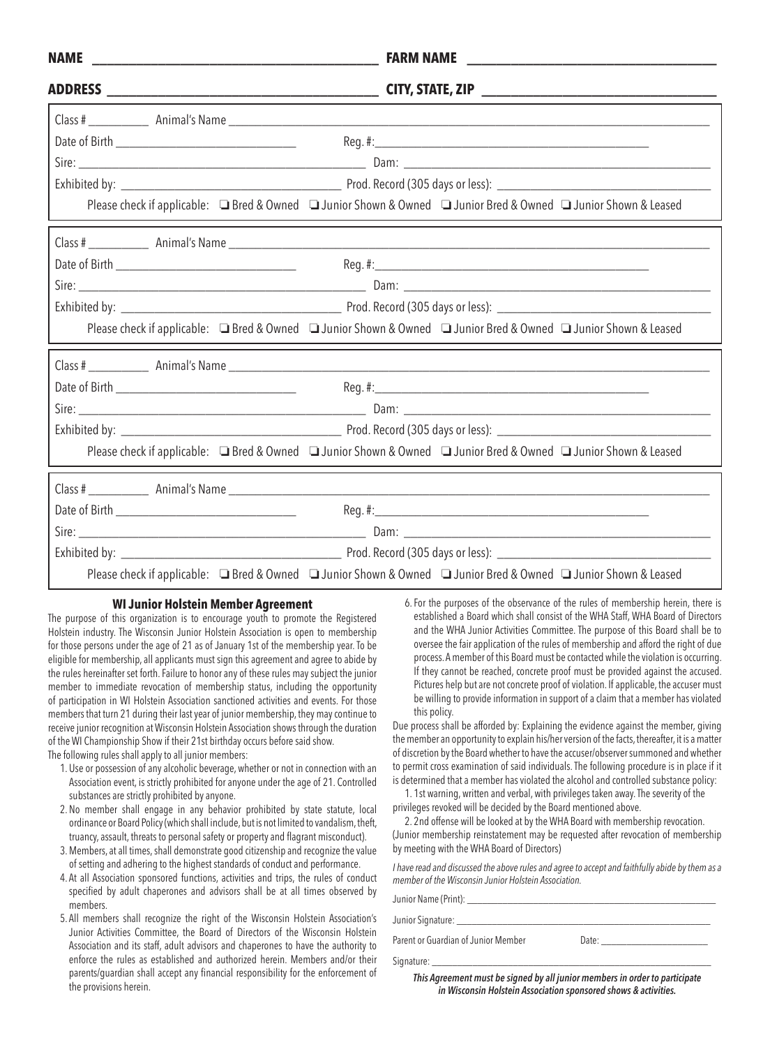**NAME** ________________________________________ **FARM NAME** ________________________________

**ADDRESS** ______________________________________ **CITY, STATE, ZIP** ____________________________

Class # __________ Animal's Name ____________________________________________________________

Date of Birth ____________________________ Reg. #:________________________________________

Sire: ____________________________________________ Dam: ______________________________________

Exhibited by: ________________________________ Prod. Record (305 days or less): ____________________________

Please check if applicable: ❑ Bred & Owned ❑ Junior Shown & Owned ❑ Junior Bred & Owned ❑ Junior Shown & Leased

---

Class # __________ Animal's Name ____________________________________________________________

Date of Birth ____________________________ Reg. #:________________________________________

Sire: ____________________________________________ Dam: ______________________________________

Exhibited by: ________________________________ Prod. Record (305 days or less): ____________________________

Please check if applicable: ❑ Bred & Owned ❑ Junior Shown & Owned ❑ Junior Bred & Owned ❑ Junior Shown & Leased

---

Class # __________ Animal's Name ____________________________________________________________

Date of Birth ____________________________ Reg. #:________________________________________

Sire: ____________________________________________ Dam: ______________________________________

Exhibited by: ________________________________ Prod. Record (305 days or less): ____________________________

Please check if applicable: ❑ Bred & Owned ❑ Junior Shown & Owned ❑ Junior Bred & Owned ❑ Junior Shown & Leased

---

Class # __________ Animal's Name ____________________________________________________________

Date of Birth ____________________________ Reg. #:________________________________________

Sire: ____________________________________________ Dam: ______________________________________

Exhibited by: ________________________________ Prod. Record (305 days or less): ____________________________

Please check if applicable: ❑ Bred & Owned ❑ Junior Shown & Owned ❑ Junior Bred & Owned ❑ Junior Shown & Leased

---

### WI Junior Holstein Member Agreement

The purpose of this organization is to encourage youth to promote the Registered Holstein industry. The Wisconsin Junior Holstein Association is open to membership for those persons under the age of 21 as of January 1st of the membership year. To be eligible for membership, all applicants must sign this agreement and agree to abide by the rules hereinafter set forth. Failure to honor any of these rules may subject the junior member to immediate revocation of membership status, including the opportunity of participation in WI Holstein Association sanctioned activities and events. For those members that turn 21 during their last year of junior membership, they may continue to receive junior recognition at Wisconsin Holstein Association shows through the duration of the WI Championship Show if their 21st birthday occurs before said show.

The following rules shall apply to all junior members:

1. Use or possession of any alcoholic beverage, whether or not in connection with an Association event, is strictly prohibited for anyone under the age of 21. Controlled substances are strictly prohibited by anyone.
2. No member shall engage in any behavior prohibited by state statute, local ordinance or Board Policy (which shall include, but is not limited to vandalism, theft, truancy, assault, threats to personal safety or property and flagrant misconduct).
3. Members, at all times, shall demonstrate good citizenship and recognize the value of setting and adhering to the highest standards of conduct and performance.
4. At all Association sponsored functions, activities and trips, the rules of conduct specified by adult chaperones and advisors shall be at all times observed by members.
5. All members shall recognize the right of the Wisconsin Holstein Association's Junior Activities Committee, the Board of Directors of the Wisconsin Holstein Association and its staff, adult advisors and chaperones to have the authority to enforce the rules as established and authorized herein. Members and/or their parents/guardian shall accept any financial responsibility for the enforcement of the provisions herein.
6. For the purposes of the observance of the rules of membership herein, there is established a Board which shall consist of the WHA Staff, WHA Board of Directors and the WHA Junior Activities Committee. The purpose of this Board shall be to oversee the fair application of the rules of membership and afford the right of due process. A member of this Board must be contacted while the violation is occurring. If they cannot be reached, concrete proof must be provided against the accused. Pictures help but are not concrete proof of violation. If applicable, the accuser must be willing to provide information in support of a claim that a member has violated this policy.

Due process shall be afforded by: Explaining the evidence against the member, giving the member an opportunity to explain his/her version of the facts, thereafter, it is a matter of discretion by the Board whether to have the accuser/observer summoned and whether to permit cross examination of said individuals. The following procedure is in place if it is determined that a member has violated the alcohol and controlled substance policy:

1. 1st warning, written and verbal, with privileges taken away. The severity of the privileges revoked will be decided by the Board mentioned above.
2. 2nd offense will be looked at by the WHA Board with membership revocation.

(Junior membership reinstatement may be requested after revocation of membership by meeting with the WHA Board of Directors)

*I have read and discussed the above rules and agree to accept and faithfully abide by them as a member of the Wisconsin Junior Holstein Association.*

Junior Name (Print): ____________________________________________

Junior Signature: ____________________________________________

Parent or Guardian of Junior Member Date: ____________________

Signature: ____________________________________________

***This Agreement must be signed by all junior members in order to participate in Wisconsin Holstein Association sponsored shows & activities.***